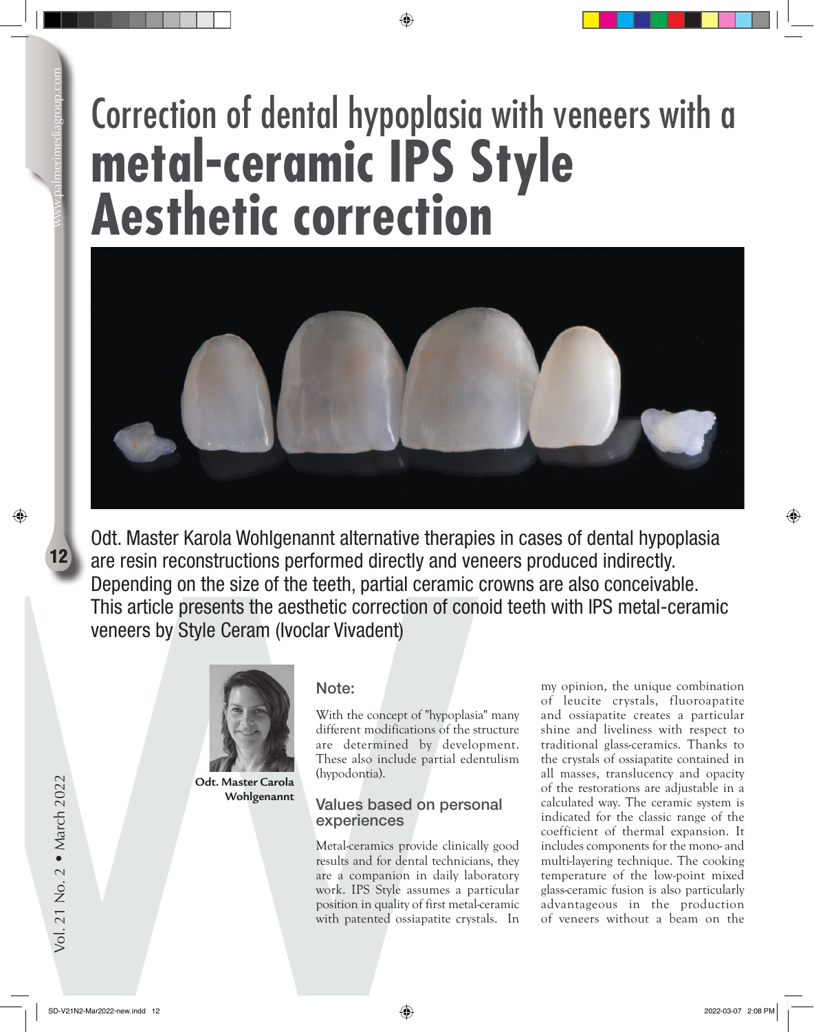# Correction of dental hypoplasia with veneers with a **metal-ceramic IPS Style Aesthetic correction**

Odt. Master Karola Wohlgenannt alternative therapies in cases of dental hypoplasia are resin reconstructions performed directly and veneers produced indirectly. Depending on the size of the teeth, partial ceramic crowns are also conceivable. This article presents the aesthetic correction of conoid teeth with IPS metal-ceramic veneers by Style Ceram (Ivoclar Vivadent)

**Odt. Master Carola Wohlgenannt**

## Note:

With the concept of "hypoplasia" many different modifications of the structure are determined by development. These also include partial edentulism (hypodontia).

## Values based on personal experiences

Metal-ceramics provide clinically good results and for dental technicians, they are a companion in daily laboratory work. IPS Style assumes a particular position in quality of first metal-ceramic with patented ossiapatite crystals. In my opinion, the unique combination of leucite crystals, fluoroapatite and ossiapatite creates a particular shine and liveliness with respect to traditional glass-ceramics. Thanks to the crystals of ossiapatite contained in all masses, translucency and opacity of the restorations are adjustable in a calculated way. The ceramic system is indicated for the classic range of the coefficient of thermal expansion. It includes components for the mono- and multi-layering technique. The cooking temperature of the low-point mixed glass-ceramic fusion is also particularly advantageous in the production of veneers without a beam on the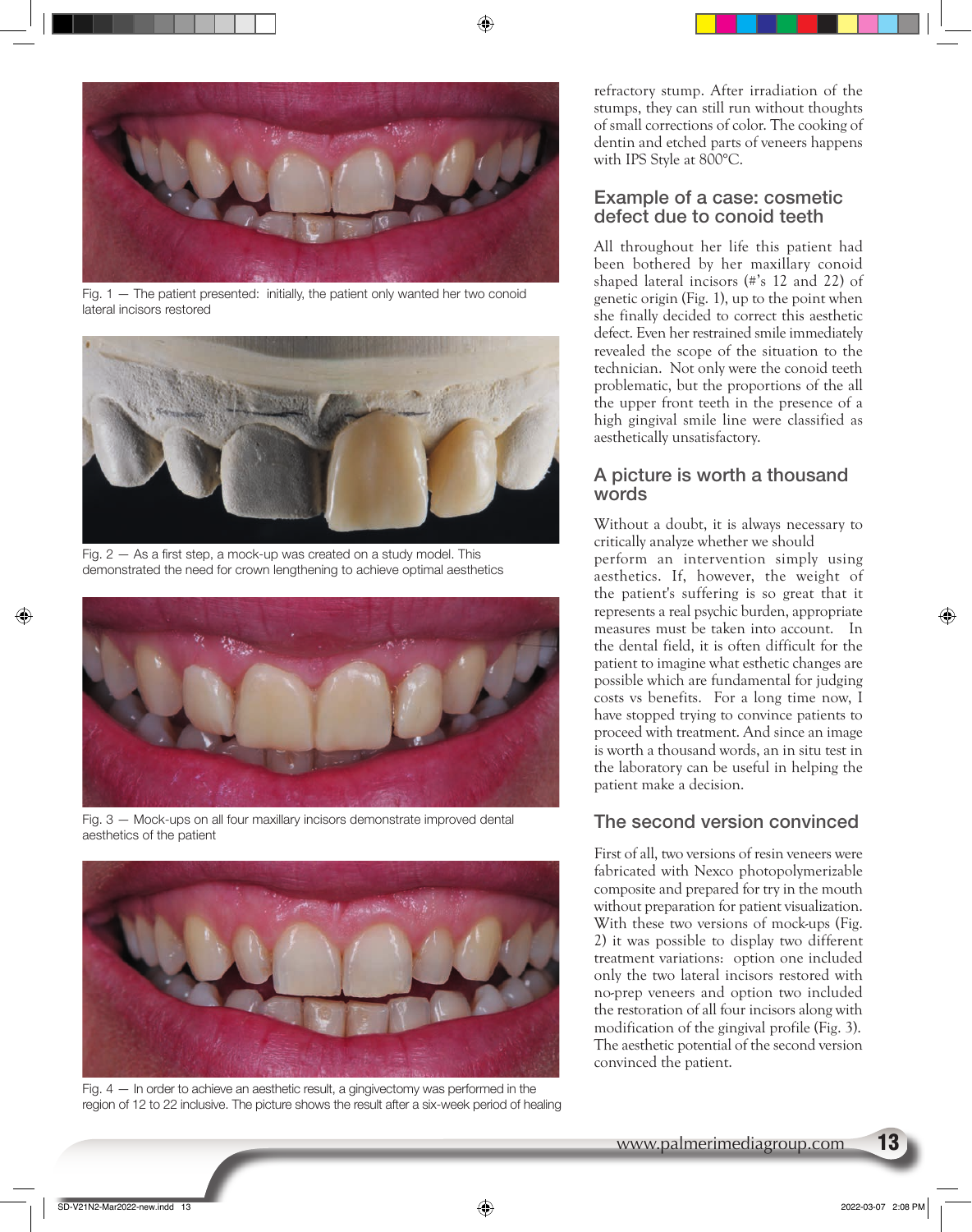Fig. 1 — The patient presented: initially, the patient only wanted her two conoid lateral incisors restored

Fig. 2 — As a first step, a mock-up was created on a study model. This demonstrated the need for crown lengthening to achieve optimal aesthetics

Fig. 3 — Mock-ups on all four maxillary incisors demonstrate improved dental aesthetics of the patient

Fig. 4 — In order to achieve an aesthetic result, a gingivectomy was performed in the region of 12 to 22 inclusive. The picture shows the result after a six-week period of healing

refractory stump. After irradiation of the stumps, they can still run without thoughts of small corrections of color. The cooking of dentin and etched parts of veneers happens with IPS Style at 800°C.

## Example of a case: cosmetic defect due to conoid teeth

All throughout her life this patient had been bothered by her maxillary conoid shaped lateral incisors (#'s 12 and 22) of genetic origin (Fig. 1), up to the point when she finally decided to correct this aesthetic defect. Even her restrained smile immediately revealed the scope of the situation to the technician. Not only were the conoid teeth problematic, but the proportions of the all the upper front teeth in the presence of a high gingival smile line were classified as aesthetically unsatisfactory.

## A picture is worth a thousand words

Without a doubt, it is always necessary to critically analyze whether we should perform an intervention simply using aesthetics. If, however, the weight of the patient's suffering is so great that it represents a real psychic burden, appropriate measures must be taken into account. In the dental field, it is often difficult for the patient to imagine what esthetic changes are possible which are fundamental for judging costs vs benefits. For a long time now, I have stopped trying to convince patients to proceed with treatment. And since an image is worth a thousand words, an in situ test in the laboratory can be useful in helping the patient make a decision.

## The second version convinced

First of all, two versions of resin veneers were fabricated with Nexco photopolymerizable composite and prepared for try in the mouth without preparation for patient visualization. With these two versions of mock-ups (Fig. 2) it was possible to display two different treatment variations: option one included only the two lateral incisors restored with no-prep veneers and option two included the restoration of all four incisors along with modification of the gingival profile (Fig. 3). The aesthetic potential of the second version convinced the patient.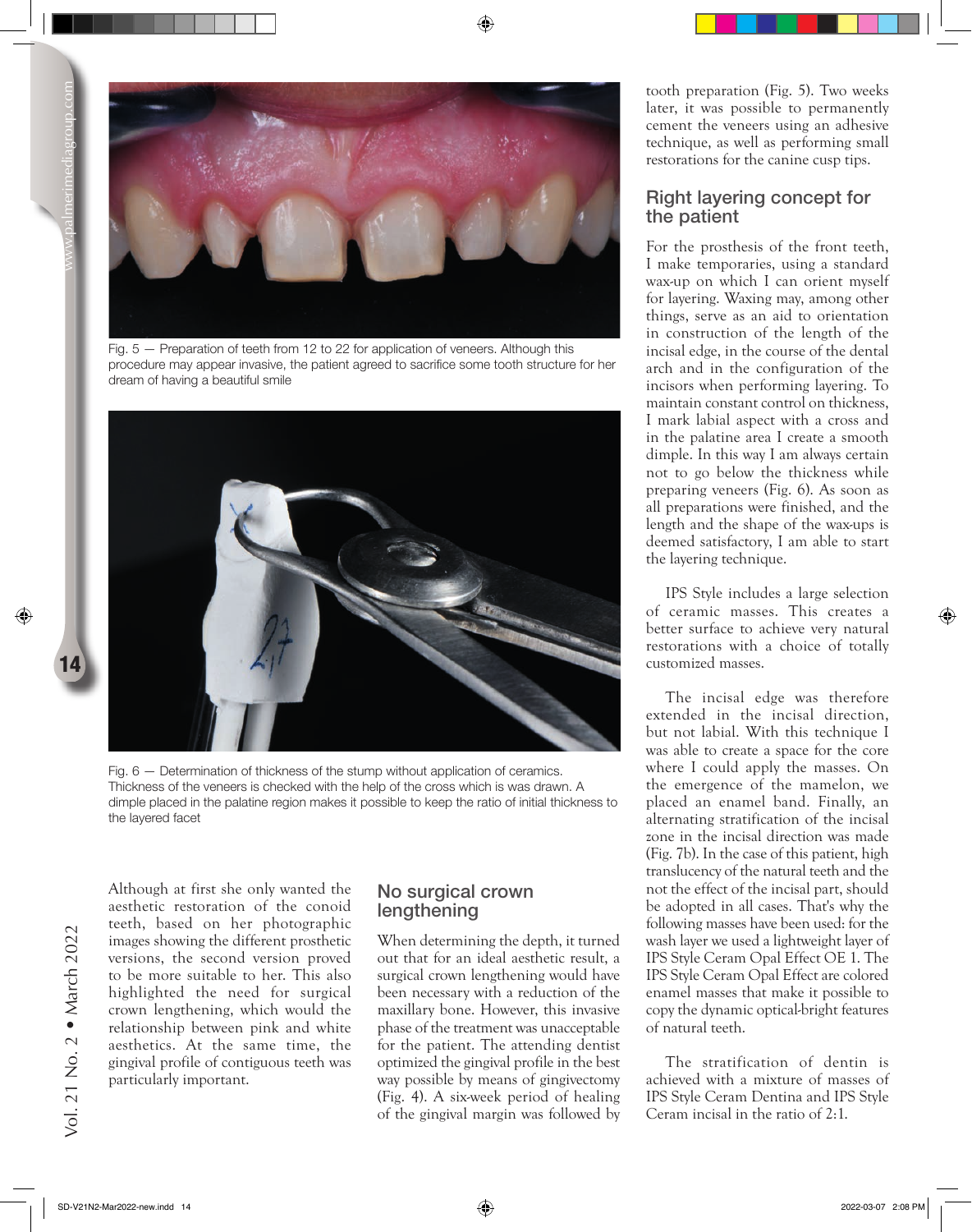Fig. 5 — Preparation of teeth from 12 to 22 for application of veneers. Although this procedure may appear invasive, the patient agreed to sacrifice some tooth structure for her dream of having a beautiful smile

Fig. 6 — Determination of thickness of the stump without application of ceramics. Thickness of the veneers is checked with the help of the cross which is was drawn. A dimple placed in the palatine region makes it possible to keep the ratio of initial thickness to the layered facet

Although at first she only wanted the aesthetic restoration of the conoid teeth, based on her photographic images showing the different prosthetic versions, the second version proved to be more suitable to her. This also highlighted the need for surgical crown lengthening, which would the relationship between pink and white aesthetics. At the same time, the gingival profile of contiguous teeth was particularly important.

## No surgical crown lengthening

When determining the depth, it turned out that for an ideal aesthetic result, a surgical crown lengthening would have been necessary with a reduction of the maxillary bone. However, this invasive phase of the treatment was unacceptable for the patient. The attending dentist optimized the gingival profile in the best way possible by means of gingivectomy (Fig. 4). A six-week period of healing of the gingival margin was followed by tooth preparation (Fig. 5). Two weeks later, it was possible to permanently cement the veneers using an adhesive technique, as well as performing small restorations for the canine cusp tips.

## Right layering concept for the patient

For the prosthesis of the front teeth, I make temporaries, using a standard wax-up on which I can orient myself for layering. Waxing may, among other things, serve as an aid to orientation in construction of the length of the incisal edge, in the course of the dental arch and in the configuration of the incisors when performing layering. To maintain constant control on thickness, I mark labial aspect with a cross and in the palatine area I create a smooth dimple. In this way I am always certain not to go below the thickness while preparing veneers (Fig. 6). As soon as all preparations were finished, and the length and the shape of the wax-ups is deemed satisfactory, I am able to start the layering technique.

IPS Style includes a large selection of ceramic masses. This creates a better surface to achieve very natural restorations with a choice of totally customized masses.

The incisal edge was therefore extended in the incisal direction, but not labial. With this technique I was able to create a space for the core where I could apply the masses. On the emergence of the mamelon, we placed an enamel band. Finally, an alternating stratification of the incisal zone in the incisal direction was made (Fig. 7b). In the case of this patient, high translucency of the natural teeth and the not the effect of the incisal part, should be adopted in all cases. That's why the following masses have been used: for the wash layer we used a lightweight layer of IPS Style Ceram Opal Effect OE 1. The IPS Style Ceram Opal Effect are colored enamel masses that make it possible to copy the dynamic optical-bright features of natural teeth.

The stratification of dentin is achieved with a mixture of masses of IPS Style Ceram Dentina and IPS Style Ceram incisal in the ratio of 2:1.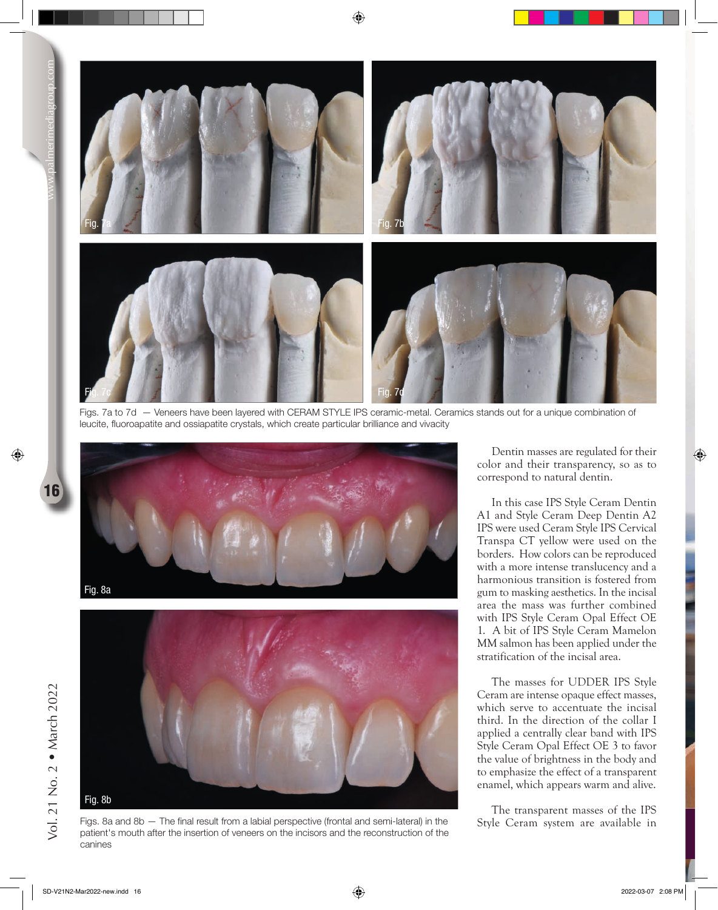Figs. 7a to 7d — Veneers have been layered with CERAM STYLE IPS ceramic-metal. Ceramics stands out for a unique combination of leucite, fluoroapatite and ossiapatite crystals, which create particular brilliance and vivacity

Figs. 8a and 8b — The final result from a labial perspective (frontal and semi-lateral) in the patient's mouth after the insertion of veneers on the incisors and the reconstruction of the canines

Dentin masses are regulated for their color and their transparency, so as to correspond to natural dentin.

In this case IPS Style Ceram Dentin A1 and Style Ceram Deep Dentin A2 IPS were used Ceram Style IPS Cervical Transpa CT yellow were used on the borders. How colors can be reproduced with a more intense translucency and a harmonious transition is fostered from gum to masking aesthetics. In the incisal area the mass was further combined with IPS Style Ceram Opal Effect OE 1. A bit of IPS Style Ceram Mamelon MM salmon has been applied under the stratification of the incisal area.

The masses for UDDER IPS Style Ceram are intense opaque effect masses, which serve to accentuate the incisal third. In the direction of the collar I applied a centrally clear band with IPS Style Ceram Opal Effect OE 3 to favor the value of brightness in the body and to emphasize the effect of a transparent enamel, which appears warm and alive.

The transparent masses of the IPS Style Ceram system are available in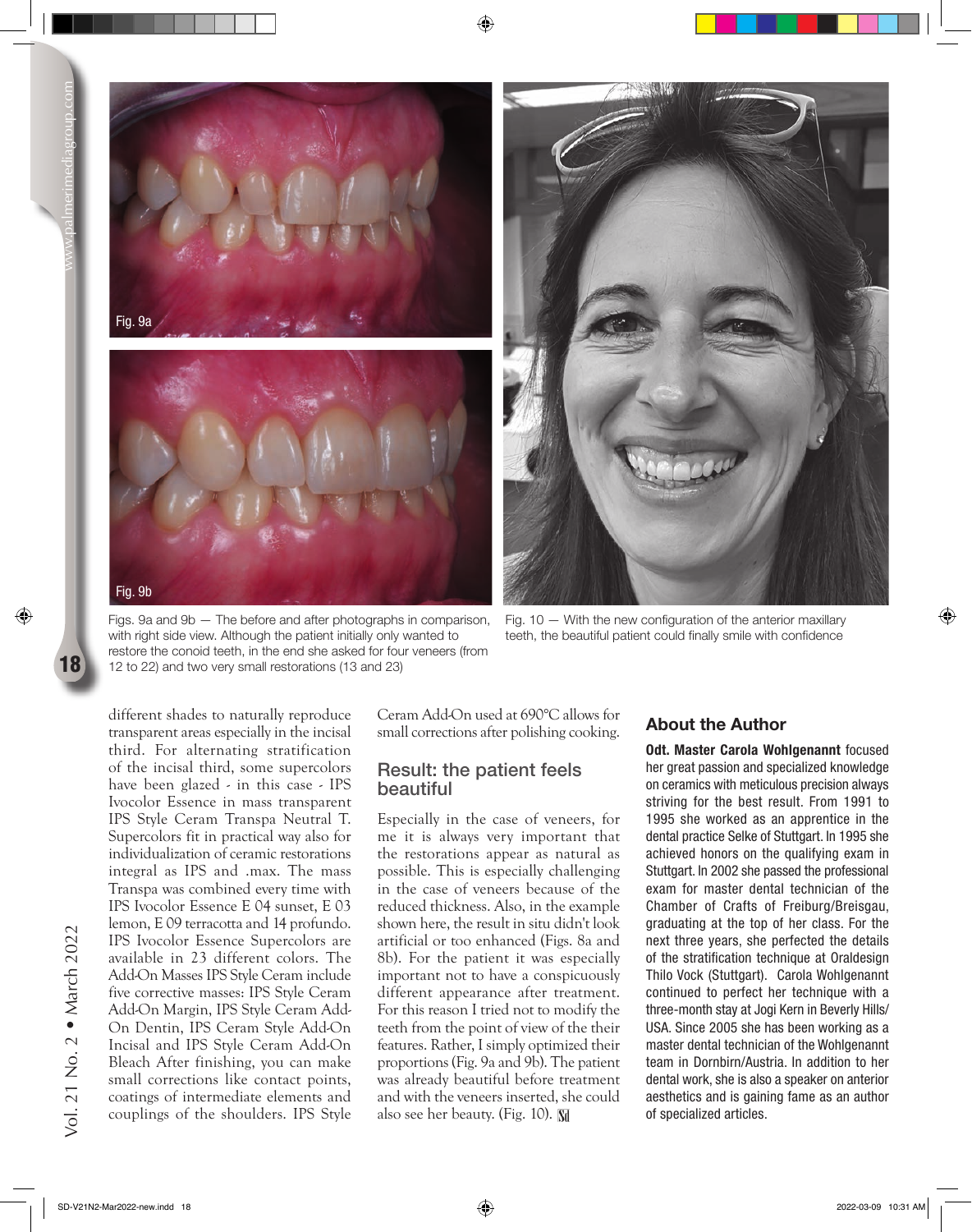Fig. 9a

Fig. 9b

Figs. 9a and 9b — The before and after photographs in comparison, with right side view. Although the patient initially only wanted to restore the conoid teeth, in the end she asked for four veneers (from 12 to 22) and two very small restorations (13 and 23)

Fig. 10 — With the new configuration of the anterior maxillary teeth, the beautiful patient could finally smile with confidence

different shades to naturally reproduce transparent areas especially in the incisal third. For alternating stratification of the incisal third, some supercolors have been glazed - in this case - IPS Ivocolor Essence in mass transparent IPS Style Ceram Transpa Neutral T. Supercolors fit in practical way also for individualization of ceramic restorations integral as IPS and .max. The mass Transpa was combined every time with IPS Ivocolor Essence E 04 sunset, E 03 lemon, E 09 terracotta and 14 profundo. IPS Ivocolor Essence Supercolors are available in 23 different colors. The Add-On Masses IPS Style Ceram include five corrective masses: IPS Style Ceram Add-On Margin, IPS Style Ceram Add-On Dentin, IPS Ceram Style Add-On Incisal and IPS Style Ceram Add-On Bleach After finishing, you can make small corrections like contact points, coatings of intermediate elements and couplings of the shoulders. IPS Style Ceram Add-On used at 690°C allows for small corrections after polishing cooking.

## Result: the patient feels beautiful

Especially in the case of veneers, for me it is always very important that the restorations appear as natural as possible. This is especially challenging in the case of veneers because of the reduced thickness. Also, in the example shown here, the result in situ didn't look artificial or too enhanced (Figs. 8a and 8b). For the patient it was especially important not to have a conspicuously different appearance after treatment. For this reason I tried not to modify the teeth from the point of view of the their features. Rather, I simply optimized their proportions (Fig. 9a and 9b). The patient was already beautiful before treatment and with the veneers inserted, she could also see her beauty. (Fig. 10).

## About the Author

**Odt. Master Carola Wohlgenannt** focused her great passion and specialized knowledge on ceramics with meticulous precision always striving for the best result. From 1991 to 1995 she worked as an apprentice in the dental practice Selke of Stuttgart. In 1995 she achieved honors on the qualifying exam in Stuttgart. In 2002 she passed the professional exam for master dental technician of the Chamber of Crafts of Freiburg/Breisgau, graduating at the top of her class. For the next three years, she perfected the details of the stratification technique at Oraldesign Thilo Vock (Stuttgart). Carola Wohlgenannt continued to perfect her technique with a three-month stay at Jogi Kern in Beverly Hills/USA. Since 2005 she has been working as a master dental technician of the Wohlgenannt team in Dornbirn/Austria. In addition to her dental work, she is also a speaker on anterior aesthetics and is gaining fame as an author of specialized articles.